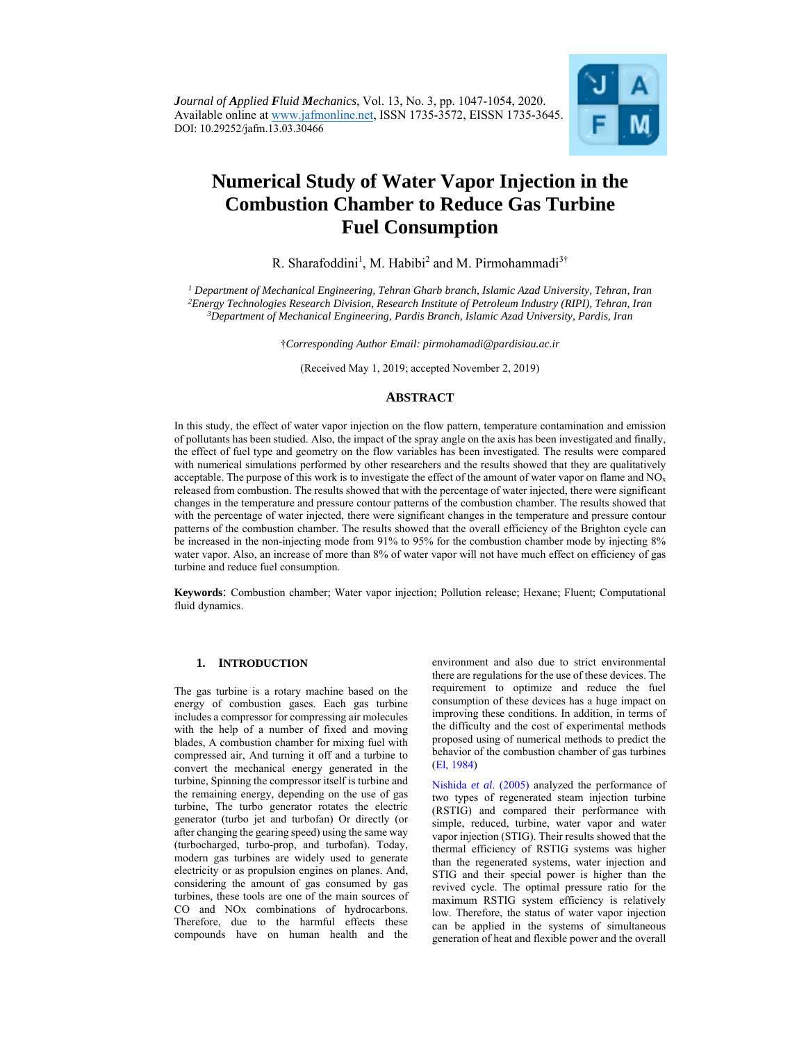*J*ournal of *A*pplied *F*luid *M*echanics, Vol. 13, No. 3, pp. 1047-1054, 2020.
Available online at www.jafmonline.net, ISSN 1735-3572, EISSN 1735-3645.
DOI: 10.29252/jafm.13.03.30466

# Numerical Study of Water Vapor Injection in the Combustion Chamber to Reduce Gas Turbine Fuel Consumption

R. Sharafoddini[1], M. Habibi[2] and M. Pirmohammadi[3†]

[1] *Department of Mechanical Engineering, Tehran Gharb branch, Islamic Azad University, Tehran, Iran*
[2] *Energy Technologies Research Division, Research Institute of Petroleum Industry (RIPI), Tehran, Iran*
[3] *Department of Mechanical Engineering, Pardis Branch, Islamic Azad University, Pardis, Iran*

†*Corresponding Author Email: pirmohamadi@pardisiau.ac.ir*

(Received May 1, 2019; accepted November 2, 2019)

## ABSTRACT

In this study, the effect of water vapor injection on the flow pattern, temperature contamination and emission of pollutants has been studied. Also, the impact of the spray angle on the axis has been investigated and finally, the effect of fuel type and geometry on the flow variables has been investigated. The results were compared with numerical simulations performed by other researchers and the results showed that they are qualitatively acceptable. The purpose of this work is to investigate the effect of the amount of water vapor on flame and $NO_x$ released from combustion. The results showed that with the percentage of water injected, there were significant changes in the temperature and pressure contour patterns of the combustion chamber. The results showed that with the percentage of water injected, there were significant changes in the temperature and pressure contour patterns of the combustion chamber. The results showed that the overall efficiency of the Brighton cycle can be increased in the non-injecting mode from 91% to 95% for the combustion chamber mode by injecting 8% water vapor. Also, an increase of more than 8% of water vapor will not have much effect on efficiency of gas turbine and reduce fuel consumption.

**Keywords**: Combustion chamber; Water vapor injection; Pollution release; Hexane; Fluent; Computational fluid dynamics.

## 1. INTRODUCTION

The gas turbine is a rotary machine based on the energy of combustion gases. Each gas turbine includes a compressor for compressing air molecules with the help of a number of fixed and moving blades, A combustion chamber for mixing fuel with compressed air, And turning it off and a turbine to convert the mechanical energy generated in the turbine, Spinning the compressor itself is turbine and the remaining energy, depending on the use of gas turbine, The turbo generator rotates the electric generator (turbo jet and turbofan) Or directly (or after changing the gearing speed) using the same way (turbocharged, turbo-prop, and turbofan). Today, modern gas turbines are widely used to generate electricity or as propulsion engines on planes. And, considering the amount of gas consumed by gas turbines, these tools are one of the main sources of CO and NOx combinations of hydrocarbons. Therefore, due to the harmful effects these compounds have on human health and the environment and also due to strict environmental there are regulations for the use of these devices. The requirement to optimize and reduce the fuel consumption of these devices has a huge impact on improving these conditions. In addition, in terms of the difficulty and the cost of experimental methods proposed using of numerical methods to predict the behavior of the combustion chamber of gas turbines (El, 1984)

Nishida *et al*. (2005) analyzed the performance of two types of regenerated steam injection turbine (RSTIG) and compared their performance with simple, reduced, turbine, water vapor and water vapor injection (STIG). Their results showed that the thermal efficiency of RSTIG systems was higher than the regenerated systems, water injection and STIG and their special power is higher than the revived cycle. The optimal pressure ratio for the maximum RSTIG system efficiency is relatively low. Therefore, the status of water vapor injection can be applied in the systems of simultaneous generation of heat and flexible power and the overall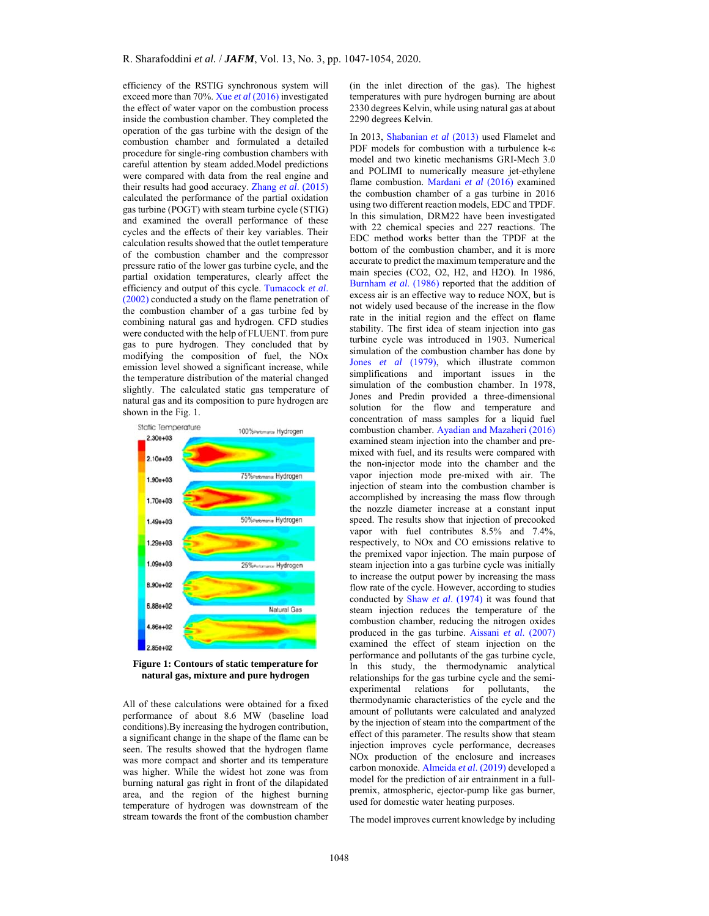efficiency of the RSTIG synchronous system will exceed more than 70%. Xue *et al* (2016) investigated the effect of water vapor on the combustion process inside the combustion chamber. They completed the operation of the gas turbine with the design of the combustion chamber and formulated a detailed procedure for single-ring combustion chambers with careful attention by steam added.Model predictions were compared with data from the real engine and their results had good accuracy. Zhang *et al*. (2015) calculated the performance of the partial oxidation gas turbine (POGT) with steam turbine cycle (STIG) and examined the overall performance of these cycles and the effects of their key variables. Their calculation results showed that the outlet temperature of the combustion chamber and the compressor pressure ratio of the lower gas turbine cycle, and the partial oxidation temperatures, clearly affect the efficiency and output of this cycle. Tumacock *et al*. (2002) conducted a study on the flame penetration of the combustion chamber of a gas turbine fed by combining natural gas and hydrogen. CFD studies were conducted with the help of FLUENT. from pure gas to pure hydrogen. They concluded that by modifying the composition of fuel, the NOx emission level showed a significant increase, while the temperature distribution of the material changed slightly. The calculated static gas temperature of natural gas and its composition to pure hydrogen are shown in the Fig. 1.

**Figure 1: Contours of static temperature for natural gas, mixture and pure hydrogen**

All of these calculations were obtained for a fixed performance of about 8.6 MW (baseline load conditions).By increasing the hydrogen contribution, a significant change in the shape of the flame can be seen. The results showed that the hydrogen flame was more compact and shorter and its temperature was higher. While the widest hot zone was from burning natural gas right in front of the dilapidated area, and the region of the highest burning temperature of hydrogen was downstream of the stream towards the front of the combustion chamber (in the inlet direction of the gas). The highest temperatures with pure hydrogen burning are about 2330 degrees Kelvin, while using natural gas at about 2290 degrees Kelvin.

In 2013, Shabanian *et al* (2013) used Flamelet and PDF models for combustion with a turbulence k-ε model and two kinetic mechanisms GRI-Mech 3.0 and POLIMI to numerically measure jet-ethylene flame combustion. Mardani *et al* (2016) examined the combustion chamber of a gas turbine in 2016 using two different reaction models, EDC and TPDF. In this simulation, DRM22 have been investigated with 22 chemical species and 227 reactions. The EDC method works better than the TPDF at the bottom of the combustion chamber, and it is more accurate to predict the maximum temperature and the main species ($CO_2$, $O_2$, $H_2$, and $H_2O$). In 1986, Burnham *et al*. (1986) reported that the addition of excess air is an effective way to reduce NOX, but is not widely used because of the increase in the flow rate in the initial region and the effect on flame stability. The first idea of steam injection into gas turbine cycle was introduced in 1903. Numerical simulation of the combustion chamber has done by Jones *et al* (1979), which illustrate common simplifications and important issues in the simulation of the combustion chamber. In 1978, Jones and Predin provided a three-dimensional solution for the flow and temperature and concentration of mass samples for a liquid fuel combustion chamber. Ayadian and Mazaheri (2016) examined steam injection into the chamber and pre-mixed with fuel, and its results were compared with the non-injector mode into the chamber and the vapor injection mode pre-mixed with air. The injection of steam into the combustion chamber is accomplished by increasing the mass flow through the nozzle diameter increase at a constant input speed. The results show that injection of precooked vapor with fuel contributes 8.5% and 7.4%, respectively, to NOx and CO emissions relative to the premixed vapor injection. The main purpose of steam injection into a gas turbine cycle was initially to increase the output power by increasing the mass flow rate of the cycle. However, according to studies conducted by Shaw *et al*. (1974) it was found that steam injection reduces the temperature of the combustion chamber, reducing the nitrogen oxides produced in the gas turbine. Aissani *et al*. (2007) examined the effect of steam injection on the performance and pollutants of the gas turbine cycle, In this study, the thermodynamic analytical relationships for the gas turbine cycle and the semi-experimental relations for pollutants, the thermodynamic characteristics of the cycle and the amount of pollutants were calculated and analyzed by the injection of steam into the compartment of the effect of this parameter. The results show that steam injection improves cycle performance, decreases NOx production of the enclosure and increases carbon monoxide. Almeida *et al*. (2019) developed a model for the prediction of air entrainment in a full-premix, atmospheric, ejector-pump like gas burner, used for domestic water heating purposes.

The model improves current knowledge by including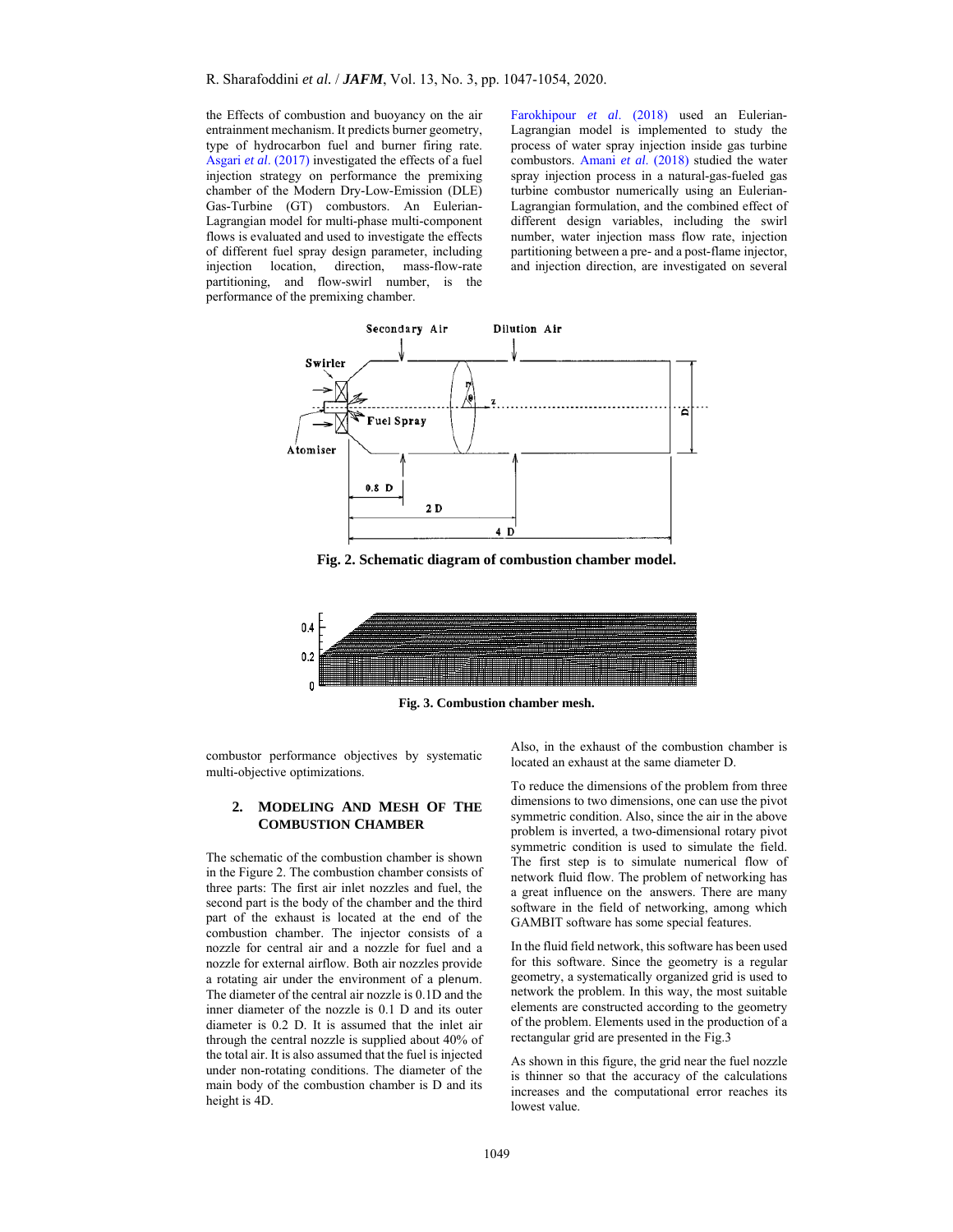the Effects of combustion and buoyancy on the air entrainment mechanism. It predicts burner geometry, type of hydrocarbon fuel and burner firing rate. Asgari *et al*. (2017) investigated the effects of a fuel injection strategy on performance the premixing chamber of the Modern Dry-Low-Emission (DLE) Gas-Turbine (GT) combustors. An Eulerian-Lagrangian model for multi-phase multi-component flows is evaluated and used to investigate the effects of different fuel spray design parameter, including injection location, direction, mass-flow-rate partitioning, and flow-swirl number, is the performance of the premixing chamber.

Farokhipour *et al*. (2018) used an Eulerian-Lagrangian model is implemented to study the process of water spray injection inside gas turbine combustors. Amani *et al*. (2018) studied the water spray injection process in a natural-gas-fueled gas turbine combustor numerically using an Eulerian-Lagrangian formulation, and the combined effect of different design variables, including the swirl number, water injection mass flow rate, injection partitioning between a pre- and a post-flame injector, and injection direction, are investigated on several combustor performance objectives by systematic multi-objective optimizations.

**Fig. 2. Schematic diagram of combustion chamber model.**

**Fig. 3. Combustion chamber mesh.**

## 2. MODELING AND MESH OF THE COMBUSTION CHAMBER

The schematic of the combustion chamber is shown in the Figure 2. The combustion chamber consists of three parts: The first air inlet nozzles and fuel, the second part is the body of the chamber and the third part of the exhaust is located at the end of the combustion chamber. The injector consists of a nozzle for central air and a nozzle for fuel and a nozzle for external airflow. Both air nozzles provide a rotating air under the environment of a plenum. The diameter of the central air nozzle is 0.1D and the inner diameter of the nozzle is 0.1 D and its outer diameter is 0.2 D. It is assumed that the inlet air through the central nozzle is supplied about 40% of the total air. It is also assumed that the fuel is injected under non-rotating conditions. The diameter of the main body of the combustion chamber is D and its height is 4D.

Also, in the exhaust of the combustion chamber is located an exhaust at the same diameter D.

To reduce the dimensions of the problem from three dimensions to two dimensions, one can use the pivot symmetric condition. Also, since the air in the above problem is inverted, a two-dimensional rotary pivot symmetric condition is used to simulate the field. The first step is to simulate numerical flow of network fluid flow. The problem of networking has a great influence on the answers. There are many software in the field of networking, among which GAMBIT software has some special features.

In the fluid field network, this software has been used for this software. Since the geometry is a regular geometry, a systematically organized grid is used to network the problem. In this way, the most suitable elements are constructed according to the geometry of the problem. Elements used in the production of a rectangular grid are presented in the Fig.3

As shown in this figure, the grid near the fuel nozzle is thinner so that the accuracy of the calculations increases and the computational error reaches its lowest value.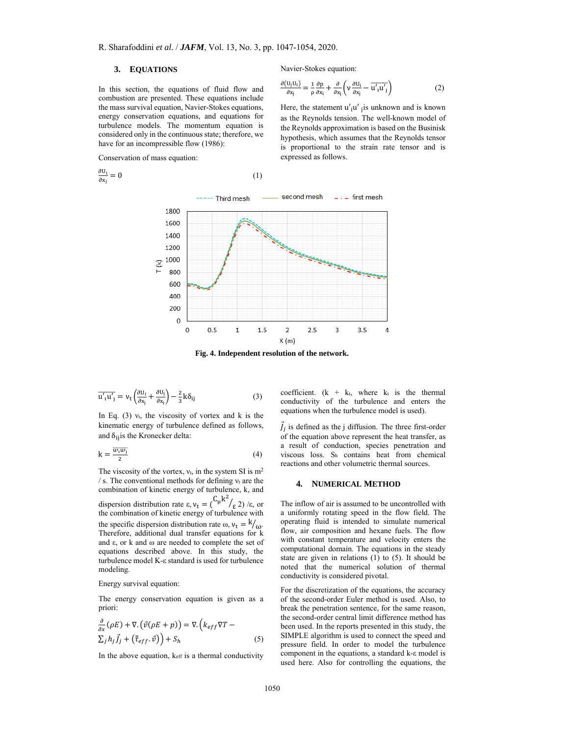## 3. EQUATIONS

In this section, the equations of fluid flow and combustion are presented. These equations include the mass survival equation, Navier-Stokes equations, energy conservation equations, and equations for turbulence models. The momentum equation is considered only in the continuous state; therefore, we have for an incompressible flow (1986):

Conservation of mass equation:

$$\frac{\partial U_i}{\partial x_j} = 0 \tag{1}$$

Navier-Stokes equation:

$$\frac{\partial (U_j U_i)}{\partial x_j} = \frac{1}{\rho}\frac{\partial p}{\partial x_i} + \frac{\partial}{\partial x_j}\left(\nu \frac{\partial U_i}{\partial x_j} - \overline{u'_i u'_j}\right) \tag{2}$$

Here, the statement $u'_i u'_j$ is unknown and is known as the Reynolds tension. The well-known model of the Reynolds approximation is based on the Businisk hypothesis, which assumes that the Reynolds tensor is proportional to the strain rate tensor and is expressed as follows.

Fig. 4. Independent resolution of the network.

$$\overline{u'_i u'_j} = \nu_t \left(\frac{\partial U_i}{\partial x_j} + \frac{\partial U_j}{\partial x_i}\right) - \frac{2}{3} k \delta_{ij} \tag{3}$$

In Eq. (3) $\nu_t$, the viscosity of vortex and k is the kinematic energy of turbulence defined as follows, and $\delta_{ij}$ is the Kronecker delta:

$$k = \frac{\overline{u'_i u'_j}}{2} \tag{4}$$

The viscosity of the vortex, $\nu_t$, in the system SI is $m^2$ / s. The conventional methods for defining $\nu_t$ are the combination of kinetic energy of turbulence, k, and dispersion distribution rate ε, $\nu_t = (^{C_\mu k^2}/_{\varepsilon}\, 2)$ /ε, or the combination of kinetic energy of turbulence with the specific dispersion distribution rate ω, $\nu_t = {}^{k}/_{\omega}$. Therefore, additional dual transfer equations for k and ε, or k and ω are needed to complete the set of equations described above. In this study, the turbulence model K-ε standard is used for turbulence modeling.

Energy survival equation:

The energy conservation equation is given as a priori:

$$\frac{\partial}{\partial x}(\rho E) + \nabla.\left(\vec{v}(\rho E + p)\right) = \nabla.\left(k_{eff}\nabla T - \sum_j h_j \vec{J}_j + \left(\bar{\bar{\tau}}_{eff}.\vec{v}\right)\right) + S_h \tag{5}$$

In the above equation, $k_{eff}$ is a thermal conductivity coefficient. ($k + k_t$, where $k_t$ is the thermal conductivity of the turbulence and enters the equations when the turbulence model is used).

$\vec{J}_j$ is defined as the j diffusion. The three first-order of the equation above represent the heat transfer, as a result of conduction, species penetration and viscous loss. $S_h$ contains heat from chemical reactions and other volumetric thermal sources.

## 4. NUMERICAL METHOD

The inflow of air is assumed to be uncontrolled with a uniformly rotating speed in the flow field. The operating fluid is intended to simulate numerical flow, air composition and hexane fuels. The flow with constant temperature and velocity enters the computational domain. The equations in the steady state are given in relations (1) to (5). It should be noted that the numerical solution of thermal conductivity is considered pivotal.

For the discretization of the equations, the accuracy of the second-order Euler method is used. Also, to break the penetration sentence, for the same reason, the second-order central limit difference method has been used. In the reports presented in this study, the SIMPLE algorithm is used to connect the speed and pressure field. In order to model the turbulence component in the equations, a standard k-ε model is used here. Also for controlling the equations, the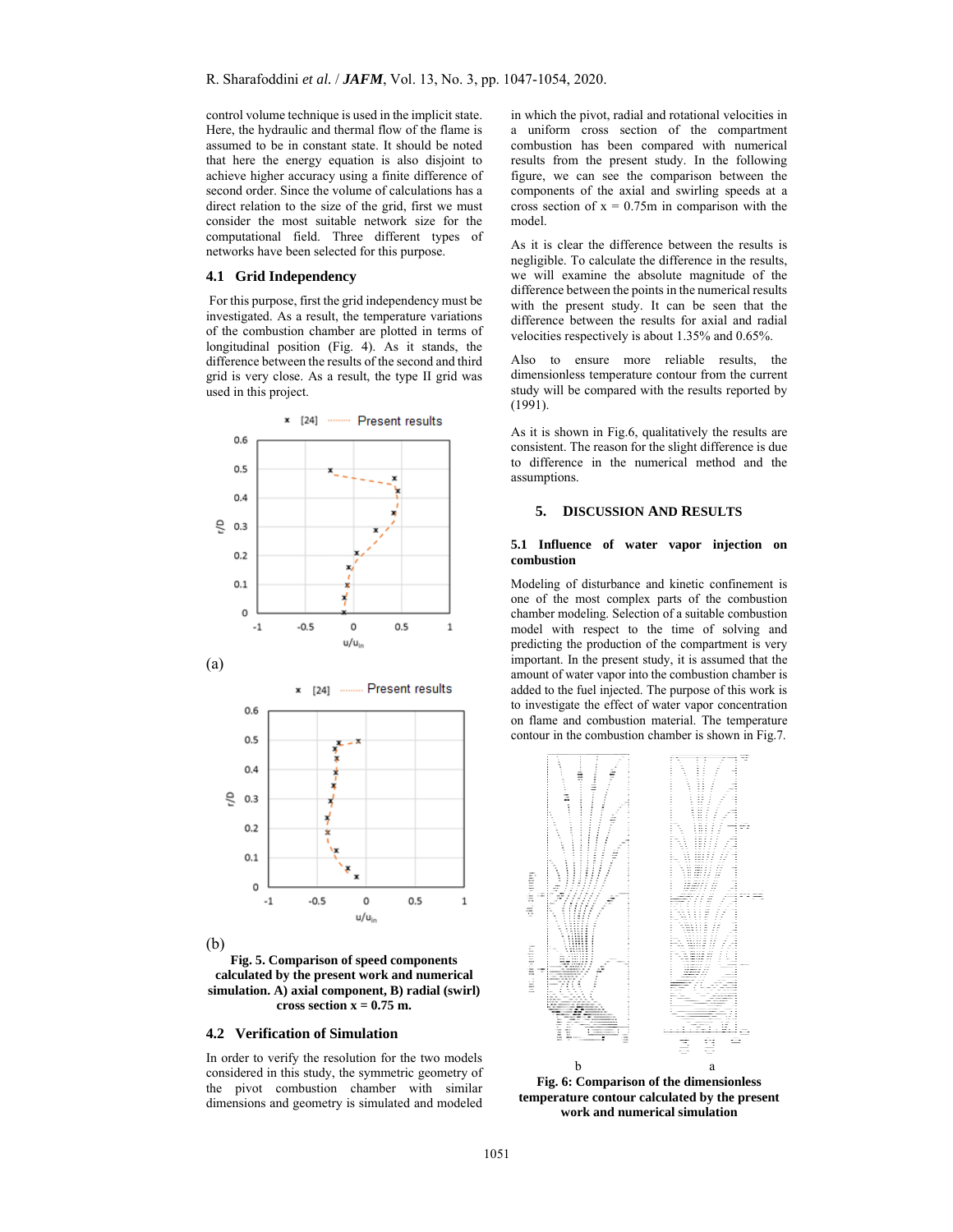control volume technique is used in the implicit state. Here, the hydraulic and thermal flow of the flame is assumed to be in constant state. It should be noted that here the energy equation is also disjoint to achieve higher accuracy using a finite difference of second order. Since the volume of calculations has a direct relation to the size of the grid, first we must consider the most suitable network size for the computational field. Three different types of networks have been selected for this purpose.

### 4.1 Grid Independency

For this purpose, first the grid independency must be investigated. As a result, the temperature variations of the combustion chamber are plotted in terms of longitudinal position (Fig. 4). As it stands, the difference between the results of the second and third grid is very close. As a result, the type II grid was used in this project.

(a)

(b)

**Fig. 5. Comparison of speed components calculated by the present work and numerical simulation. A) axial component, B) radial (swirl) cross section x = 0.75 m.**

### 4.2 Verification of Simulation

In order to verify the resolution for the two models considered in this study, the symmetric geometry of the pivot combustion chamber with similar dimensions and geometry is simulated and modeled in which the pivot, radial and rotational velocities in a uniform cross section of the compartment combustion has been compared with numerical results from the present study. In the following figure, we can see the comparison between the components of the axial and swirling speeds at a cross section of x = 0.75m in comparison with the model.

As it is clear the difference between the results is negligible. To calculate the difference in the results, we will examine the absolute magnitude of the difference between the points in the numerical results with the present study. It can be seen that the difference between the results for axial and radial velocities respectively is about 1.35% and 0.65%.

Also to ensure more reliable results, the dimensionless temperature contour from the current study will be compared with the results reported by (1991).

As it is shown in Fig.6, qualitatively the results are consistent. The reason for the slight difference is due to difference in the numerical method and the assumptions.

## 5. DISCUSSION AND RESULTS

### 5.1 Influence of water vapor injection on combustion

Modeling of disturbance and kinetic confinement is one of the most complex parts of the combustion chamber modeling. Selection of a suitable combustion model with respect to the time of solving and predicting the production of the compartment is very important. In the present study, it is assumed that the amount of water vapor into the combustion chamber is added to the fuel injected. The purpose of this work is to investigate the effect of water vapor concentration on flame and combustion material. The temperature contour in the combustion chamber is shown in Fig.7.

b a

**Fig. 6: Comparison of the dimensionless temperature contour calculated by the present work and numerical simulation**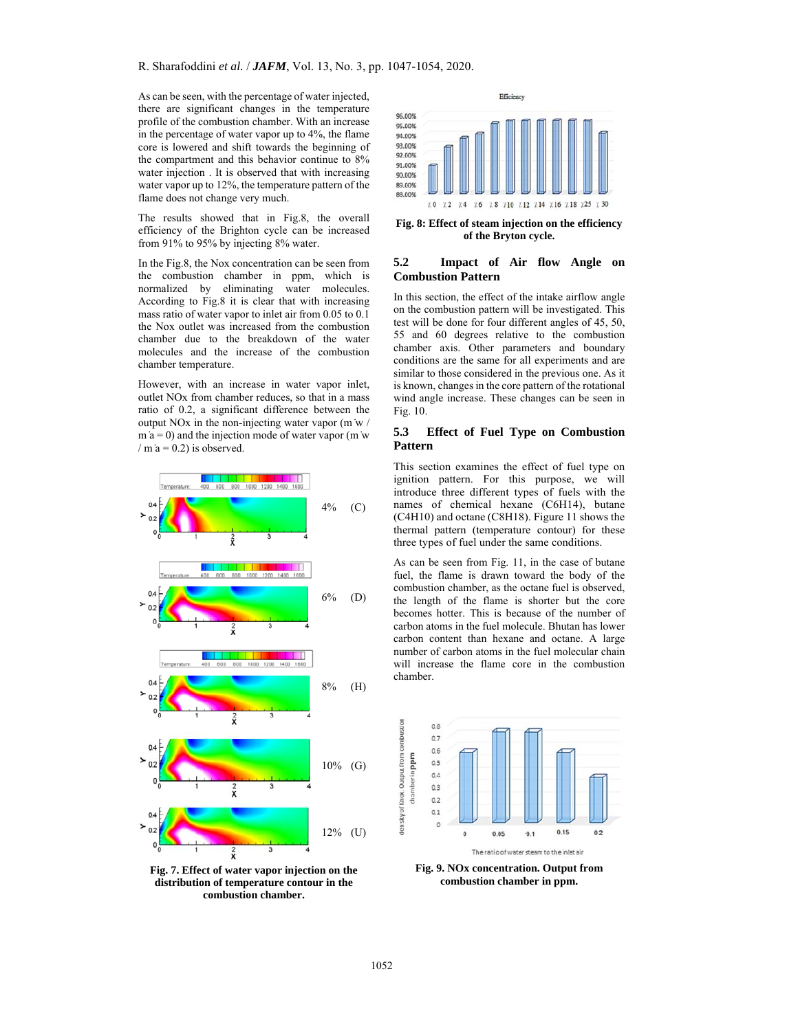As can be seen, with the percentage of water injected, there are significant changes in the temperature profile of the combustion chamber. With an increase in the percentage of water vapor up to 4%, the flame core is lowered and shift towards the beginning of the compartment and this behavior continue to 8% water injection . It is observed that with increasing water vapor up to 12%, the temperature pattern of the flame does not change very much.

The results showed that in Fig.8, the overall efficiency of the Brighton cycle can be increased from 91% to 95% by injecting 8% water.

In the Fig.8, the Nox concentration can be seen from the combustion chamber in ppm, which is normalized by eliminating water molecules. According to Fig.8 it is clear that with increasing mass ratio of water vapor to inlet air from 0.05 to 0.1 the Nox outlet was increased from the combustion chamber due to the breakdown of the water molecules and the increase of the combustion chamber temperature.

However, with an increase in water vapor inlet, outlet NOx from chamber reduces, so that in a mass ratio of 0.2, a significant difference between the output NOx in the non-injecting water vapor ($\dot{m}_w / \dot{m}_a = 0$) and the injection mode of water vapor ($\dot{m}_w / \dot{m}_a = 0.2$) is observed.

**Fig. 7. Effect of water vapor injection on the distribution of temperature contour in the combustion chamber.**

**Fig. 8: Effect of steam injection on the efficiency of the Bryton cycle.**

### 5.2 Impact of Air flow Angle on Combustion Pattern

In this section, the effect of the intake airflow angle on the combustion pattern will be investigated. This test will be done for four different angles of 45, 50, 55 and 60 degrees relative to the combustion chamber axis. Other parameters and boundary conditions are the same for all experiments and are similar to those considered in the previous one. As it is known, changes in the core pattern of the rotational wind angle increase. These changes can be seen in Fig. 10.

### 5.3 Effect of Fuel Type on Combustion Pattern

This section examines the effect of fuel type on ignition pattern. For this purpose, we will introduce three different types of fuels with the names of chemical hexane ($C_6H_{14}$), butane ($C_4H_{10}$) and octane ($C_8H_{18}$). Figure 11 shows the thermal pattern (temperature contour) for these three types of fuel under the same conditions.

As can be seen from Fig. 11, in the case of butane fuel, the flame is drawn toward the body of the combustion chamber, as the octane fuel is observed, the length of the flame is shorter but the core becomes hotter. This is because of the number of carbon atoms in the fuel molecule. Bhutan has lower carbon content than hexane and octane. A large number of carbon atoms in the fuel molecular chain will increase the flame core in the combustion chamber.

**Fig. 9. NOx concentration. Output from combustion chamber in ppm.**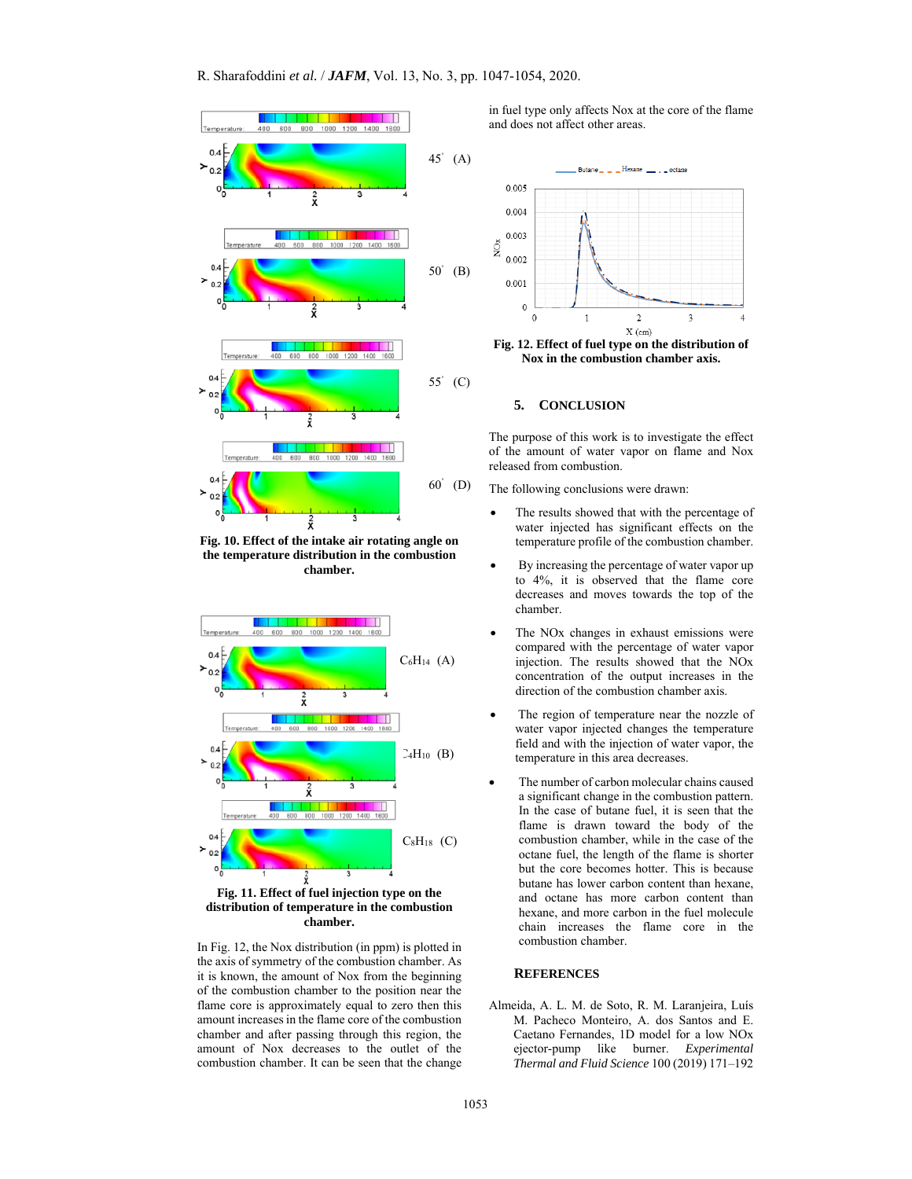Fig. 10. Effect of the intake air rotating angle on the temperature distribution in the combustion chamber.

Fig. 11. Effect of fuel injection type on the distribution of temperature in the combustion chamber.

In Fig. 12, the Nox distribution (in ppm) is plotted in the axis of symmetry of the combustion chamber. As it is known, the amount of Nox from the beginning of the combustion chamber to the position near the flame core is approximately equal to zero then this amount increases in the flame core of the combustion chamber and after passing through this region, the amount of Nox decreases to the outlet of the combustion chamber. It can be seen that the change in fuel type only affects Nox at the core of the flame and does not affect other areas.

Fig. 12. Effect of fuel type on the distribution of Nox in the combustion chamber axis.

## 5. CONCLUSION

The purpose of this work is to investigate the effect of the amount of water vapor on flame and Nox released from combustion.

The following conclusions were drawn:

- The results showed that with the percentage of water injected has significant effects on the temperature profile of the combustion chamber.
- By increasing the percentage of water vapor up to 4%, it is observed that the flame core decreases and moves towards the top of the chamber.
- The NOx changes in exhaust emissions were compared with the percentage of water vapor injection. The results showed that the NOx concentration of the output increases in the direction of the combustion chamber axis.
- The region of temperature near the nozzle of water vapor injected changes the temperature field and with the injection of water vapor, the temperature in this area decreases.
- The number of carbon molecular chains caused a significant change in the combustion pattern. In the case of butane fuel, it is seen that the flame is drawn toward the body of the combustion chamber, while in the case of the octane fuel, the length of the flame is shorter but the core becomes hotter. This is because butane has lower carbon content than hexane, and octane has more carbon content than hexane, and more carbon in the fuel molecule chain increases the flame core in the combustion chamber.

## REFERENCES

Almeida, A. L. M. de Soto, R. M. Laranjeira, Luís M. Pacheco Monteiro, A. dos Santos and E. Caetano Fernandes, 1D model for a low NOx ejector-pump like burner. *Experimental Thermal and Fluid Science* 100 (2019) 171–192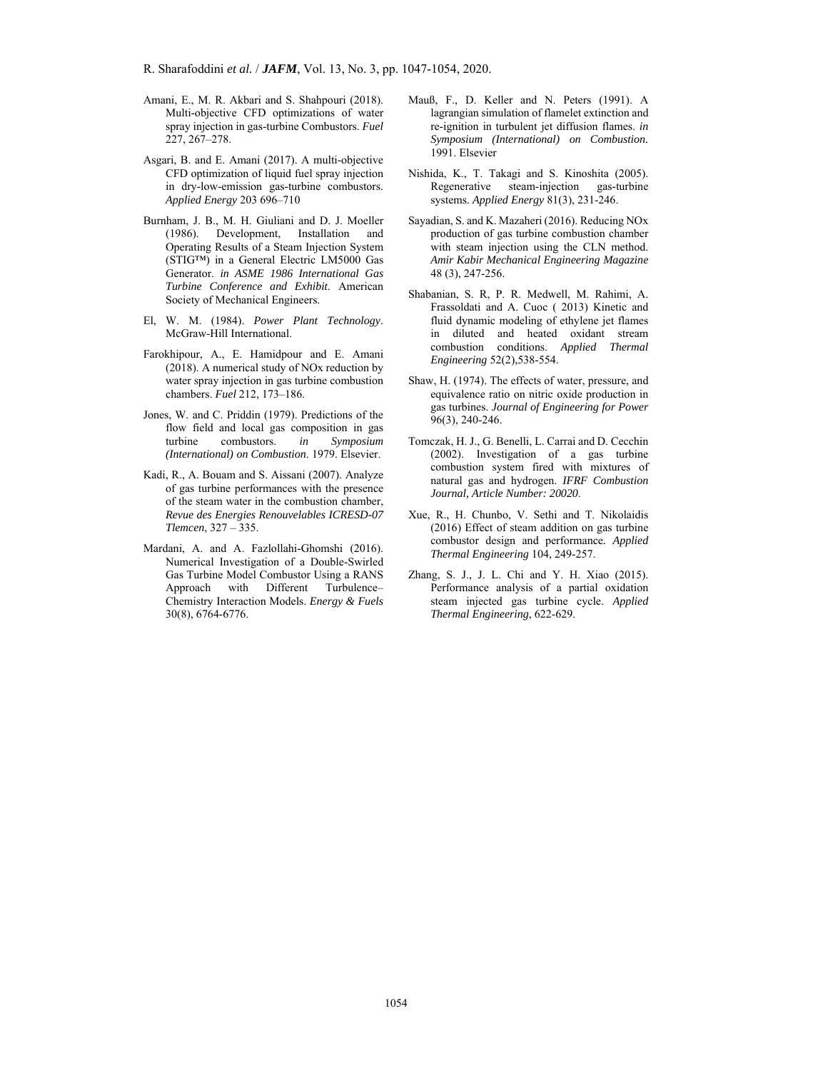Amani, E., M. R. Akbari and S. Shahpouri (2018). Multi-objective CFD optimizations of water spray injection in gas-turbine Combustors. *Fuel* 227, 267–278.

Asgari, B. and E. Amani (2017). A multi-objective CFD optimization of liquid fuel spray injection in dry-low-emission gas-turbine combustors. *Applied Energy* 203 696–710

Burnham, J. B., M. H. Giuliani and D. J. Moeller (1986). Development, Installation and Operating Results of a Steam Injection System (STIG™) in a General Electric LM5000 Gas Generator. *in ASME 1986 International Gas Turbine Conference and Exhibit*. American Society of Mechanical Engineers.

El, W. M. (1984). *Power Plant Technology*. McGraw-Hill International.

Farokhipour, A., E. Hamidpour and E. Amani (2018). A numerical study of NOx reduction by water spray injection in gas turbine combustion chambers. *Fuel* 212, 173–186.

Jones, W. and C. Priddin (1979). Predictions of the flow field and local gas composition in gas turbine combustors. *in Symposium (International) on Combustion*. 1979. Elsevier.

Kadi, R., A. Bouam and S. Aissani (2007). Analyze of gas turbine performances with the presence of the steam water in the combustion chamber, *Revue des Energies Renouvelables ICRESD-07 Tlemcen*, 327 – 335.

Mardani, A. and A. Fazlollahi-Ghomshi (2016). Numerical Investigation of a Double-Swirled Gas Turbine Model Combustor Using a RANS Approach with Different Turbulence–Chemistry Interaction Models. *Energy & Fuels* 30(8), 6764-6776.

Mauß, F., D. Keller and N. Peters (1991). A lagrangian simulation of flamelet extinction and re-ignition in turbulent jet diffusion flames. *in Symposium (International) on Combustion*. 1991. Elsevier

Nishida, K., T. Takagi and S. Kinoshita (2005). Regenerative steam-injection gas-turbine systems. *Applied Energy* 81(3), 231-246.

Sayadian, S. and K. Mazaheri (2016). Reducing NOx production of gas turbine combustion chamber with steam injection using the CLN method. *Amir Kabir Mechanical Engineering Magazine* 48 (3), 247-256.

Shabanian, S. R, P. R. Medwell, M. Rahimi, A. Frassoldati and A. Cuoc ( 2013) Kinetic and fluid dynamic modeling of ethylene jet flames in diluted and heated oxidant stream combustion conditions. *Applied Thermal Engineering* 52(2),538-554.

Shaw, H. (1974). The effects of water, pressure, and equivalence ratio on nitric oxide production in gas turbines. *Journal of Engineering for Power* 96(3), 240-246.

Tomczak, H. J., G. Benelli, L. Carrai and D. Cecchin (2002). Investigation of a gas turbine combustion system fired with mixtures of natural gas and hydrogen. *IFRF Combustion Journal, Article Number: 20020*.

Xue, R., H. Chunbo, V. Sethi and T. Nikolaidis (2016) Effect of steam addition on gas turbine combustor design and performance. *Applied Thermal Engineering* 104, 249-257.

Zhang, S. J., J. L. Chi and Y. H. Xiao (2015). Performance analysis of a partial oxidation steam injected gas turbine cycle. *Applied Thermal Engineering*, 622-629.